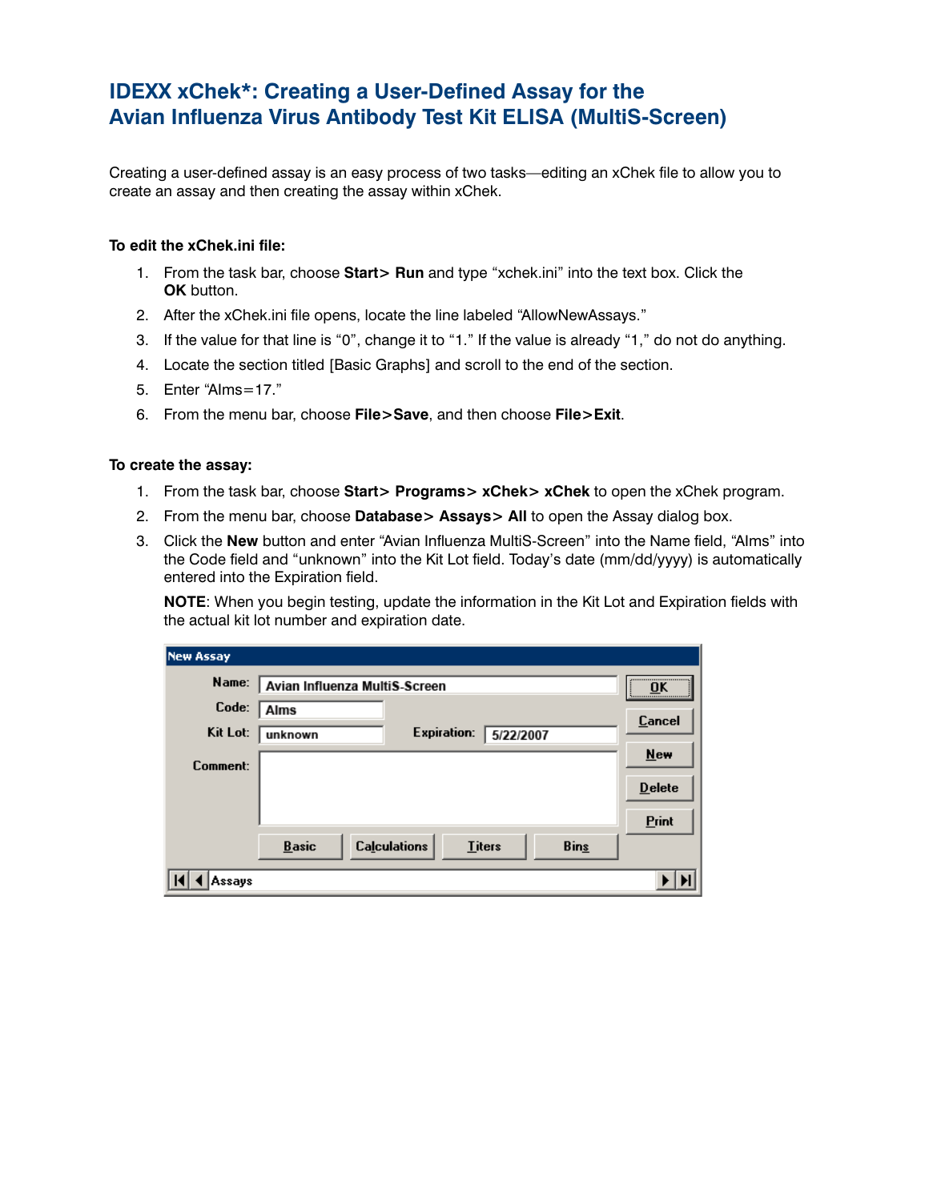# IDEXX xChek*: Creating a User-Defined Assay for the Avian Influenza Virus Antibody Test Kit ELISA (MultiS-Screen)

Creating a user-defined assay is an easy process of two tasks—editing an xChek file to allow you to create an assay and then creating the assay within xChek.

**To edit the xChek.ini file:**

1. From the task bar, choose **Start> Run** and type "xchek.ini" into the text box. Click the **OK** button.
2. After the xChek.ini file opens, locate the line labeled "AllowNewAssays."
3. If the value for that line is "0", change it to "1." If the value is already "1," do not do anything.
4. Locate the section titled [Basic Graphs] and scroll to the end of the section.
5. Enter "AIms=17."
6. From the menu bar, choose **File>Save**, and then choose **File>Exit**.

**To create the assay:**

1. From the task bar, choose **Start> Programs> xChek> xChek** to open the xChek program.
2. From the menu bar, choose **Database> Assays> All** to open the Assay dialog box.
3. Click the **New** button and enter "Avian Influenza MultiS-Screen" into the Name field, "AIms" into the Code field and "unknown" into the Kit Lot field. Today's date (mm/dd/yyyy) is automatically entered into the Expiration field.

   **NOTE**: When you begin testing, update the information in the Kit Lot and Expiration fields with the actual kit lot number and expiration date.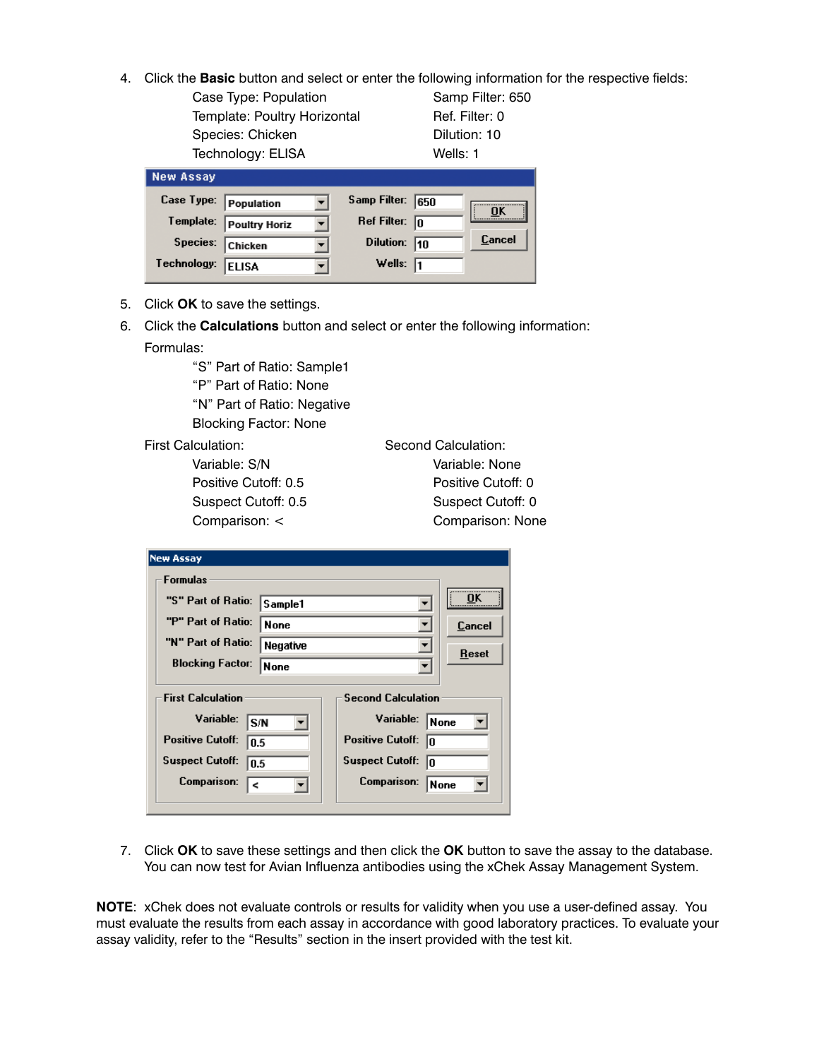4. Click the **Basic** button and select or enter the following information for the respective fields:

| | |
|---|---|
| Case Type: Population | Samp Filter: 650 |
| Template: Poultry Horizontal | Ref. Filter: 0 |
| Species: Chicken | Dilution: 10 |
| Technology: ELISA | Wells: 1 |

5. Click **OK** to save the settings.
6. Click the **Calculations** button and select or enter the following information:

   Formulas:

   "S" Part of Ratio: Sample1
   "P" Part of Ratio: None
   "N" Part of Ratio: Negative
   Blocking Factor: None

| First Calculation: | Second Calculation: |
|---|---|
| Variable: S/N | Variable: None |
| Positive Cutoff: 0.5 | Positive Cutoff: 0 |
| Suspect Cutoff: 0.5 | Suspect Cutoff: 0 |
| Comparison: < | Comparison: None |

7. Click **OK** to save these settings and then click the **OK** button to save the assay to the database. You can now test for Avian Influenza antibodies using the xChek Assay Management System.

**NOTE**: xChek does not evaluate controls or results for validity when you use a user-defined assay. You must evaluate the results from each assay in accordance with good laboratory practices. To evaluate your assay validity, refer to the "Results" section in the insert provided with the test kit.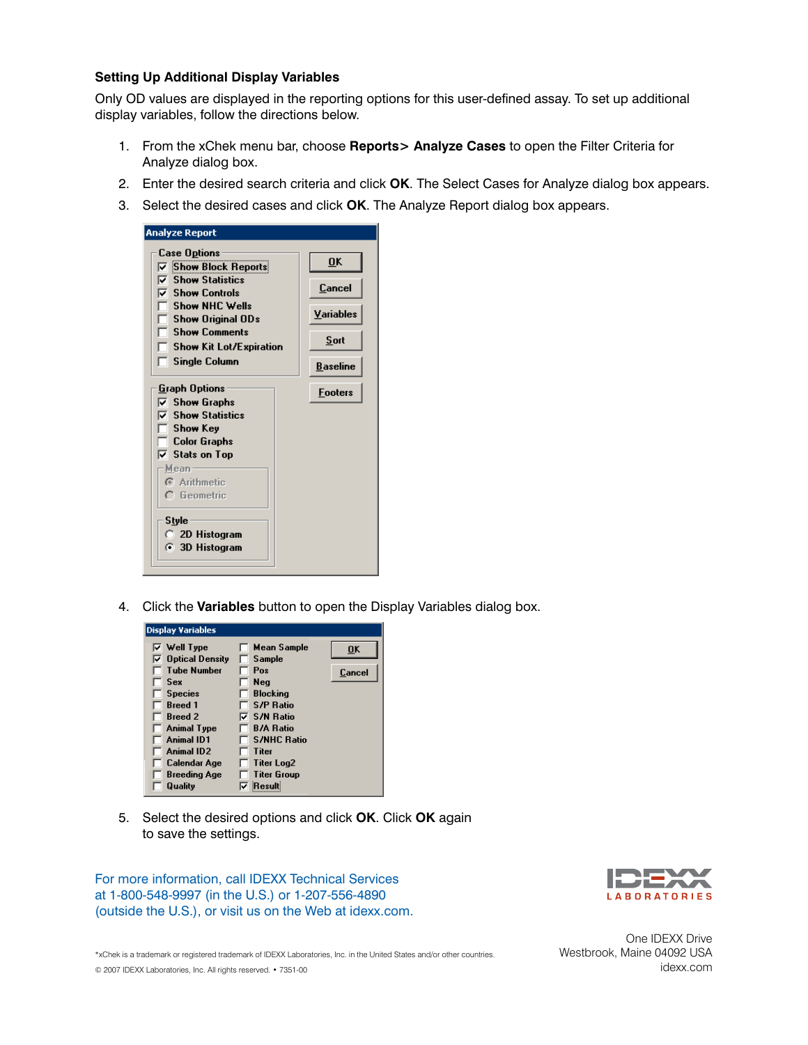### Setting Up Additional Display Variables

Only OD values are displayed in the reporting options for this user-defined assay. To set up additional display variables, follow the directions below.

1. From the xChek menu bar, choose **Reports> Analyze Cases** to open the Filter Criteria for Analyze dialog box.
2. Enter the desired search criteria and click **OK**. The Select Cases for Analyze dialog box appears.
3. Select the desired cases and click **OK**. The Analyze Report dialog box appears.

Analyze Report

Case Options
- [x] Show Block Reports
- [x] Show Statistics
- [x] Show Controls
- [ ] Show NHC Wells
- [ ] Show Original ODs
- [ ] Show Comments
- [ ] Show Kit Lot/Expiration
- [ ] Single Column

Graph Options
- [x] Show Graphs
- [x] Show Statistics
- [ ] Show Key
- [ ] Color Graphs
- [x] Stats on Top

Mean
- (•) Arithmetic
- ( ) Geometric

Style
- ( ) 2D Histogram
- (•) 3D Histogram

OK | Cancel | Variables | Sort | Baseline | Footers

4. Click the **Variables** button to open the Display Variables dialog box.

Display Variables

- [x] Well Type
- [x] Optical Density
- [ ] Tube Number
- [ ] Sex
- [ ] Species
- [ ] Breed 1
- [ ] Breed 2
- [ ] Animal Type
- [ ] Animal ID1
- [ ] Animal ID2
- [ ] Calendar Age
- [ ] Breeding Age
- [ ] Quality
- [ ] Mean Sample
- [ ] Sample
- [ ] Pos
- [ ] Neg
- [ ] Blocking
- [ ] S/P Ratio
- [x] S/N Ratio
- [ ] B/A Ratio
- [ ] S/NHC Ratio
- [ ] Titer
- [ ] Titer Log2
- [ ] Titer Group
- [x] Result

OK | Cancel

5. Select the desired options and click **OK**. Click **OK** again to save the settings.

For more information, call IDEXX Technical Services at 1-800-548-9997 (in the U.S.) or 1-207-556-4890 (outside the U.S.), or visit us on the Web at idexx.com.

IDEXX LABORATORIES

One IDEXX Drive
Westbrook, Maine 04092 USA
idexx.com

*xChek is a trademark or registered trademark of IDEXX Laboratories, Inc. in the United States and/or other countries.

© 2007 IDEXX Laboratories, Inc. All rights reserved. • 7351-00